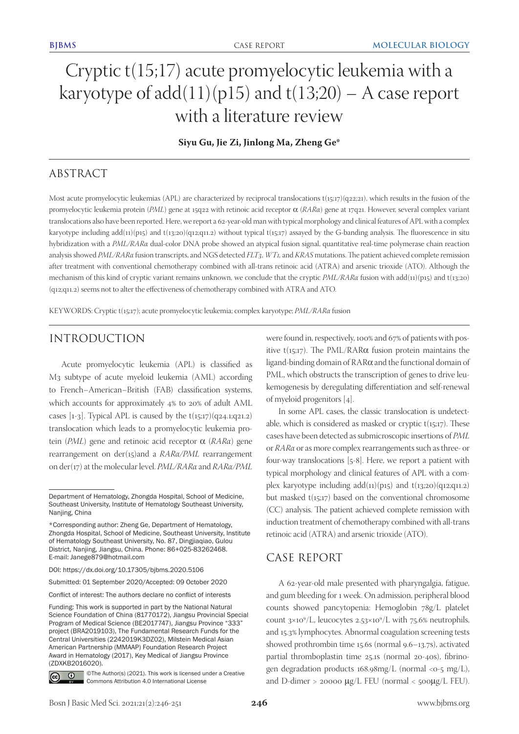# Cryptic t(15;17) acute promyelocytic leukemia with a karyotype of add(11)(p15) and t(13;20) – A case report with a literature review

**Siyu Gu, Jie Zi, Jinlong Ma, Zheng Ge***

## ABSTRACT

Most acute promyelocytic leukemias (APL) are characterized by reciprocal translocations t(15;17)(q22;21), which results in the fusion of the promyelocytic leukemia protein (*PML*) gene at 15q22 with retinoic acid receptor α (*RARα*) gene at 17q21. However, several complex variant translocations also have been reported. Here, we report a 62-year-old man with typical morphology and clinical features of APL with a complex karyotype including add(11)(p15) and t(13;20)(q12;q11.2) without typical t(15;17) assayed by the G-banding analysis. The fluorescence in situ hybridization with a *PML/RARα* dual-color DNA probe showed an atypical fusion signal, quantitative real-time polymerase chain reaction analysis showed *PML/RARα* fusion transcripts, and NGS detected *FLT3*, *WT1*, and *KRAS* mutations. The patient achieved complete remission after treatment with conventional chemotherapy combined with all-trans retinoic acid (ATRA) and arsenic trioxide (ATO). Although the mechanism of this kind of cryptic variant remains unknown, we conclude that the cryptic *PML/RARα* fusion with add(11)(p15) and t(13;20)(q12;q11.2) seems not to alter the effectiveness of chemotherapy combined with ATRA and ATO.

KEYWORDS: Cryptic t(15;17); acute promyelocytic leukemia; complex karyotype; *PML/RARα* fusion

## INTRODUCTION

Acute promyelocytic leukemia (APL) is classified as M3 subtype of acute myeloid leukemia (AML) according to French–American–British (FAB) classification systems, which accounts for approximately 4% to 20% of adult AML cases [1-3]. Typical APL is caused by the t(15;17)(q24.1;q21.2) translocation which leads to a promyelocytic leukemia protein (*PML*) gene and retinoic acid receptor α (*RARα*) gene rearrangement on der(15)and a *RARα/PML* rearrangement on der(17) at the molecular level. *PML/RARα* and *RARα/PML* were found in, respectively, 100% and 67% of patients with positive t(15;17). The PML/RARα fusion protein maintains the ligand-binding domain of RARα and the functional domain of PML, which obstructs the transcription of genes to drive leukemogenesis by deregulating differentiation and self-renewal of myeloid progenitors [4].

In some APL cases, the classic translocation is undetectable, which is considered as masked or cryptic t(15;17). These cases have been detected as submicroscopic insertions of *PML* or *RARα* or as more complex rearrangements such as three- or four-way translocations [5-8]. Here, we report a patient with typical morphology and clinical features of APL with a complex karyotype including add(11)(p15) and t(13;20)(q12;q11.2) but masked t(15;17) based on the conventional chromosome (CC) analysis. The patient achieved complete remission with induction treatment of chemotherapy combined with all-trans retinoic acid (ATRA) and arsenic trioxide (ATO).

## CASE REPORT

A 62-year-old male presented with pharyngalgia, fatigue, and gum bleeding for 1 week. On admission, peripheral blood counts showed pancytopenia: Hemoglobin 78g/L platelet count $3\times10^9$/L, leucocytes $2.53\times10^9$/L with 75.6% neutrophils, and 15.3% lymphocytes. Abnormal coagulation screening tests showed prothrombin time 15.6s (normal 9.6–13.7s), activated partial thromboplastin time 25.1s (normal 20-40s), fibrinogen degradation products 168.98mg/L (normal <0-5 mg/L), and D-dimer > 20000 μg/L FEU (normal < 500μg/L FEU).

---

Department of Hematology, Zhongda Hospital, School of Medicine, Southeast University, Institute of Hematology Southeast University, Nanjing, China

*Corresponding author: Zheng Ge, Department of Hematology, Zhongda Hospital, School of Medicine, Southeast University, Institute of Hematology Southeast University, No. 87, Dingjiaqiao, Gulou District, Nanjing, Jiangsu, China. Phone: 86+025-83262468. E-mail: Janege879@hotmail.com

DOI: https://dx.doi.org/10.17305/bjbms.2020.5106

Submitted: 01 September 2020/Accepted: 09 October 2020

Conflict of interest: The authors declare no conflict of interests

Funding: This work is supported in part by the National Natural Science Foundation of China (81770172), Jiangsu Provincial Special Program of Medical Science (BE2017747), Jiangsu Province "333" project (BRA2019103), The Fundamental Research Funds for the Central Universities (2242019K3DZ02), Milstein Medical Asian American Partnership (MMAAP) Foundation Research Project Award in Hematology (2017), Key Medical of Jiangsu Province (ZDXKB2016020).

©The Author(s) (2021). This work is licensed under a Creative Commons Attribution 4.0 International License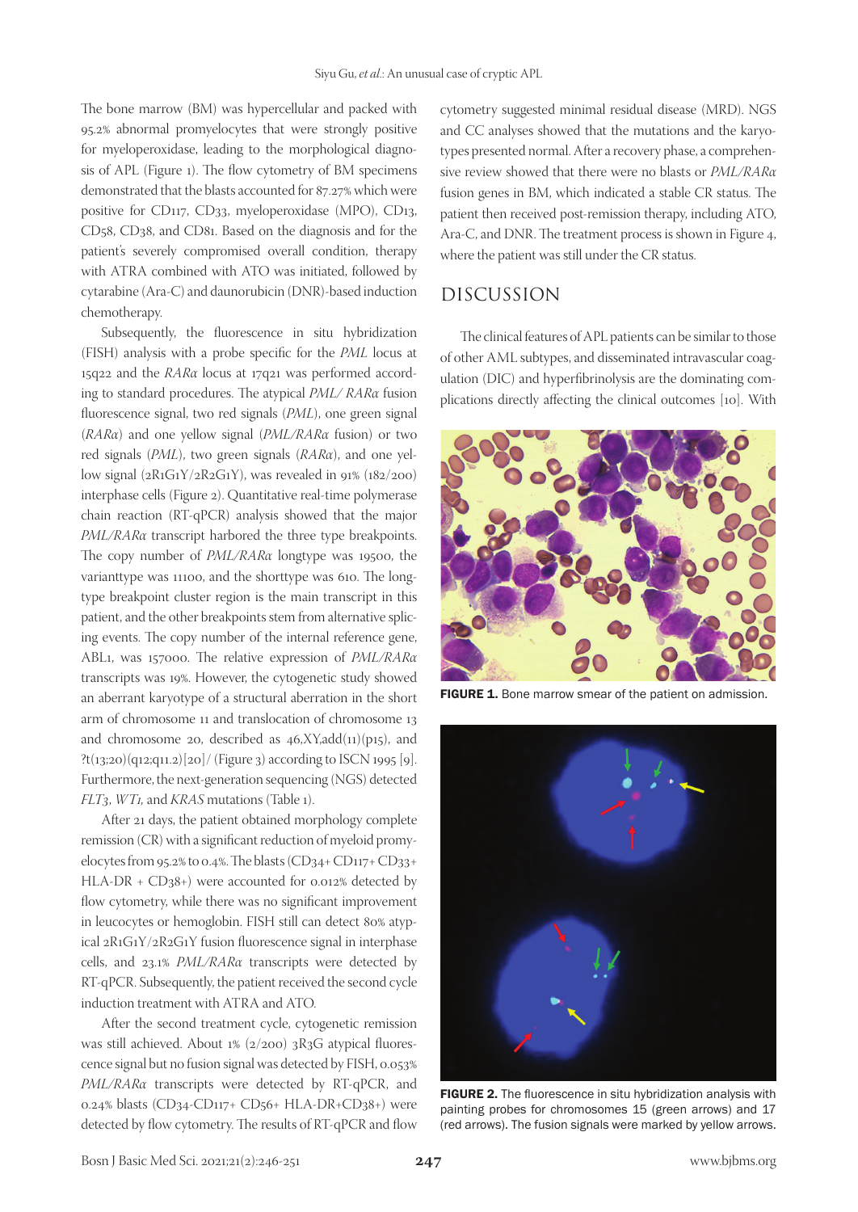The bone marrow (BM) was hypercellular and packed with 95.2% abnormal promyelocytes that were strongly positive for myeloperoxidase, leading to the morphological diagnosis of APL (Figure 1). The flow cytometry of BM specimens demonstrated that the blasts accounted for 87.27% which were positive for CD117, CD33, myeloperoxidase (MPO), CD13, CD58, CD38, and CD81. Based on the diagnosis and for the patient's severely compromised overall condition, therapy with ATRA combined with ATO was initiated, followed by cytarabine (Ara-C) and daunorubicin (DNR)-based induction chemotherapy.

Subsequently, the fluorescence in situ hybridization (FISH) analysis with a probe specific for the *PML* locus at 15q22 and the *RARα* locus at 17q21 was performed according to standard procedures. The atypical *PML/ RARα* fusion fluorescence signal, two red signals (*PML*), one green signal (*RARα*) and one yellow signal (*PML/RARα* fusion) or two red signals (*PML*), two green signals (*RARα*), and one yellow signal (2R1G1Y/2R2G1Y), was revealed in 91% (182/200) interphase cells (Figure 2). Quantitative real-time polymerase chain reaction (RT-qPCR) analysis showed that the major *PML/RARα* transcript harbored the three type breakpoints. The copy number of *PML/RARα* longtype was 19500, the varianttype was 11100, and the shorttype was 610. The longtype breakpoint cluster region is the main transcript in this patient, and the other breakpoints stem from alternative splicing events. The copy number of the internal reference gene, ABL1, was 157000. The relative expression of *PML/RARα* transcripts was 19%. However, the cytogenetic study showed an aberrant karyotype of a structural aberration in the short arm of chromosome 11 and translocation of chromosome 13 and chromosome 20, described as 46,XY,add(11)(p15), and ?t(13;20)(q12;q11.2)[20]/ (Figure 3) according to ISCN 1995 [9]. Furthermore, the next-generation sequencing (NGS) detected *FLT3*, *WT1,* and *KRAS* mutations (Table 1).

After 21 days, the patient obtained morphology complete remission (CR) with a significant reduction of myeloid promyelocytes from 95.2% to 0.4%. The blasts (CD34+ CD117+ CD33+ HLA-DR + CD38+) were accounted for 0.012% detected by flow cytometry, while there was no significant improvement in leucocytes or hemoglobin. FISH still can detect 80% atypical 2R1G1Y/2R2G1Y fusion fluorescence signal in interphase cells, and 23.1% *PML/RARα* transcripts were detected by RT-qPCR. Subsequently, the patient received the second cycle induction treatment with ATRA and ATO.

After the second treatment cycle, cytogenetic remission was still achieved. About 1% (2/200) 3R3G atypical fluorescence signal but no fusion signal was detected by FISH, 0.053% *PML/RARα* transcripts were detected by RT-qPCR, and 0.24% blasts (CD34-CD117+ CD56+ HLA-DR+CD38+) were detected by flow cytometry. The results of RT-qPCR and flow cytometry suggested minimal residual disease (MRD). NGS and CC analyses showed that the mutations and the karyotypes presented normal. After a recovery phase, a comprehensive review showed that there were no blasts or *PML/RARα* fusion genes in BM, which indicated a stable CR status. The patient then received post-remission therapy, including ATO, Ara-C, and DNR. The treatment process is shown in Figure 4, where the patient was still under the CR status.

## DISCUSSION

The clinical features of APL patients can be similar to those of other AML subtypes, and disseminated intravascular coagulation (DIC) and hyperfibrinolysis are the dominating complications directly affecting the clinical outcomes [10]. With

**FIGURE 1.** Bone marrow smear of the patient on admission.

**FIGURE 2.** The fluorescence in situ hybridization analysis with painting probes for chromosomes 15 (green arrows) and 17 (red arrows). The fusion signals were marked by yellow arrows.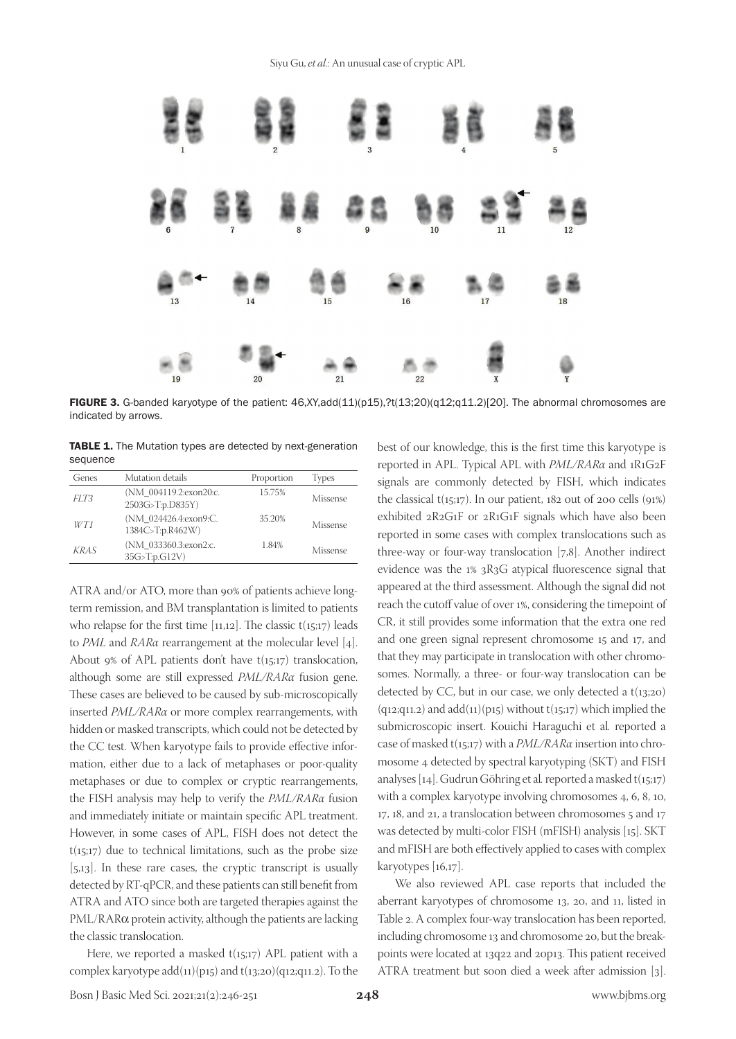FIGURE 3. G-banded karyotype of the patient: 46,XY,add(11)(p15),?t(13;20)(q12;q11.2)[20]. The abnormal chromosomes are indicated by arrows.

TABLE 1. The Mutation types are detected by next-generation sequence

| Genes | Mutation details | Proportion | Types |
|---|---|---|---|
| *FLT3* | (NM_004119.2:exon20:c. 2503G>T:p.D835Y) | 15.75% | Missense |
| *WT1* | (NM_024426.4:exon9:C. 1384C>T:p.R462W) | 35.20% | Missense |
| *KRAS* | (NM_033360.3:exon2:c. 35G>T:p.G12V) | 1.84% | Missense |

ATRA and/or ATO, more than 90% of patients achieve long-term remission, and BM transplantation is limited to patients who relapse for the first time [11,12]. The classic t(15;17) leads to *PML* and *RARα* rearrangement at the molecular level [4]. About 9% of APL patients don't have t(15;17) translocation, although some are still expressed *PML/RARα* fusion gene. These cases are believed to be caused by sub-microscopically inserted *PML/RARα* or more complex rearrangements, with hidden or masked transcripts, which could not be detected by the CC test. When karyotype fails to provide effective information, either due to a lack of metaphases or poor-quality metaphases or due to complex or cryptic rearrangements, the FISH analysis may help to verify the *PML/RARα* fusion and immediately initiate or maintain specific APL treatment. However, in some cases of APL, FISH does not detect the t(15;17) due to technical limitations, such as the probe size [5,13]. In these rare cases, the cryptic transcript is usually detected by RT-qPCR, and these patients can still benefit from ATRA and ATO since both are targeted therapies against the PML/RARα protein activity, although the patients are lacking the classic translocation.

Here, we reported a masked t(15;17) APL patient with a complex karyotype add(11)(p15) and t(13;20)(q12;q11.2). To the best of our knowledge, this is the first time this karyotype is reported in APL. Typical APL with *PML/RARα* and 1R1G2F signals are commonly detected by FISH, which indicates the classical t(15;17). In our patient, 182 out of 200 cells (91%) exhibited 2R2G1F or 2R1G1F signals which have also been reported in some cases with complex translocations such as three-way or four-way translocation [7,8]. Another indirect evidence was the 1% 3R3G atypical fluorescence signal that appeared at the third assessment. Although the signal did not reach the cutoff value of over 1%, considering the timepoint of CR, it still provides some information that the extra one red and one green signal represent chromosome 15 and 17, and that they may participate in translocation with other chromosomes. Normally, a three- or four-way translocation can be detected by CC, but in our case, we only detected a t(13;20)(q12;q11.2) and add(11)(p15) without t(15;17) which implied the submicroscopic insert. Kouichi Haraguchi et al. reported a case of masked t(15;17) with a *PML/RARα* insertion into chromosome 4 detected by spectral karyotyping (SKT) and FISH analyses [14]. Gudrun Göhring et al. reported a masked t(15;17) with a complex karyotype involving chromosomes 4, 6, 8, 10, 17, 18, and 21, a translocation between chromosomes 5 and 17 was detected by multi-color FISH (mFISH) analysis [15]. SKT and mFISH are both effectively applied to cases with complex karyotypes [16,17].

We also reviewed APL case reports that included the aberrant karyotypes of chromosome 13, 20, and 11, listed in Table 2. A complex four-way translocation has been reported, including chromosome 13 and chromosome 20, but the breakpoints were located at 13q22 and 20p13. This patient received ATRA treatment but soon died a week after admission [3].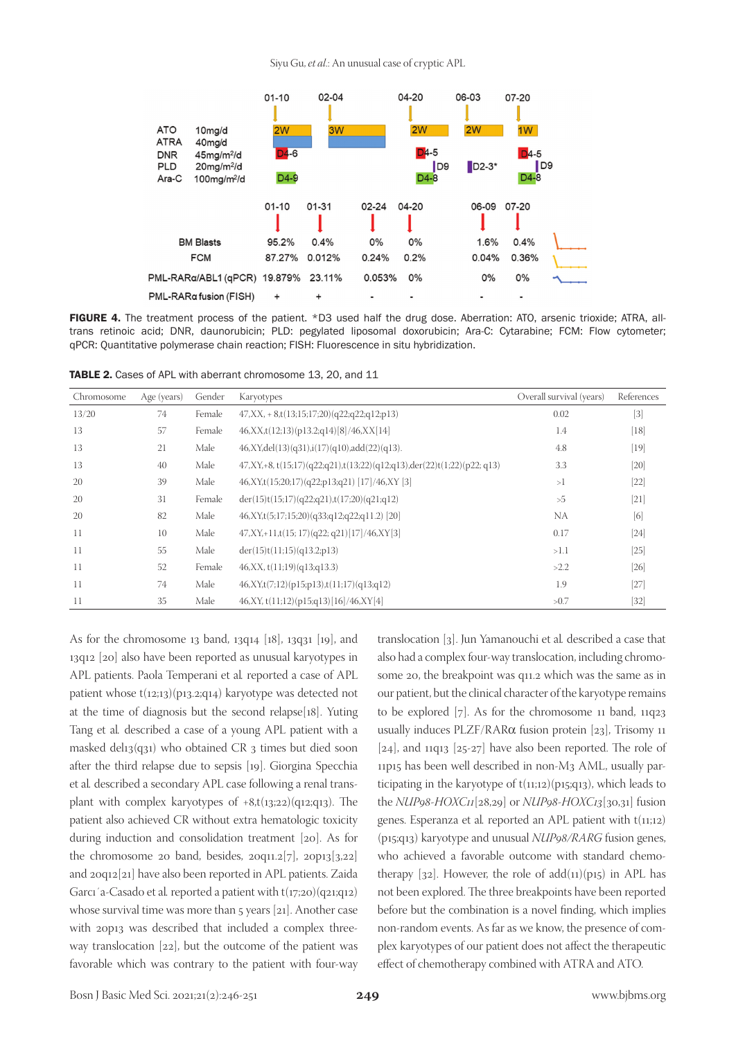**FIGURE 4.** The treatment process of the patient. *D3 used half the drug dose. Aberration: ATO, arsenic trioxide; ATRA, all-trans retinoic acid; DNR, daunorubicin; PLD: pegylated liposomal doxorubicin; Ara-C: Cytarabine; FCM: Flow cytometer; qPCR: Quantitative polymerase chain reaction; FISH: Fluorescence in situ hybridization.

**TABLE 2.** Cases of APL with aberrant chromosome 13, 20, and 11

| Chromosome | Age (years) | Gender | Karyotypes | Overall survival (years) | References |
|---|---|---|---|---|---|
| 13/20 | 74 | Female | 47,XX, + 8,t(13;15;17;20)(q22;q22;q12;p13) | 0.02 | [3] |
| 13 | 57 | Female | 46,XX,t(12;13)(p13.2;q14)[8]/46,XX[14] | 1.4 | [18] |
| 13 | 21 | Male | 46,XY,del(13)(q31),i(17)(q10),add(22)(q13). | 4.8 | [19] |
| 13 | 40 | Male | 47,XY,+8, t(15;17)(q22;q21),t(13;22)(q12;q13),der(22)t(1;22)(p22; q13) | 3.3 | [20] |
| 20 | 39 | Male | 46,XY,t(15;20;17)(q22;p13;q21) [17]/46,XY [3] | >1 | [22] |
| 20 | 31 | Female | der(15)t(15;17)(q22;q21),t(17;20)(q21;q12) | >5 | [21] |
| 20 | 82 | Male | 46,XY,t(5;17;15;20)(q33;q12;q22;q11.2) [20] | NA | [6] |
| 11 | 10 | Male | 47,XY,+11,t(15; 17)(q22; q21)[17]/46,XY[3] | 0.17 | [24] |
| 11 | 55 | Male | der(15)t(11;15)(q13.2;p13) | >1.1 | [25] |
| 11 | 52 | Female | 46,XX, t(11;19)(q13;q13.3) | >2.2 | [26] |
| 11 | 74 | Male | 46,XY,t(7;12)(p15;p13),t(11;17)(q13;q12) | 1.9 | [27] |
| 11 | 35 | Male | 46,XY, t(11;12)(p15;q13)[16]/46,XY[4] | >0.7 | [32] |

As for the chromosome 13 band, 13q14 [18], 13q31 [19], and 13q12 [20] also have been reported as unusual karyotypes in APL patients. Paola Temperani et al. reported a case of APL patient whose t(12;13)(p13.2;q14) karyotype was detected not at the time of diagnosis but the second relapse[18]. Yuting Tang et al. described a case of a young APL patient with a masked del13(q31) who obtained CR 3 times but died soon after the third relapse due to sepsis [19]. Giorgina Specchia et al. described a secondary APL case following a renal transplant with complex karyotypes of +8,t(13;22)(q12;q13). The patient also achieved CR without extra hematologic toxicity during induction and consolidation treatment [20]. As for the chromosome 20 band, besides, 20q11.2[7], 20p13[3,22] and 20q12[21] have also been reported in APL patients. Zaida Garcı´a-Casado et al. reported a patient with t(17;20)(q21;q12) whose survival time was more than 5 years [21]. Another case with 20p13 was described that included a complex three-way translocation [22], but the outcome of the patient was favorable which was contrary to the patient with four-way translocation [3]. Jun Yamanouchi et al. described a case that also had a complex four-way translocation, including chromosome 20, the breakpoint was q11.2 which was the same as in our patient, but the clinical character of the karyotype remains to be explored [7]. As for the chromosome 11 band, 11q23 usually induces PLZF/RARα fusion protein [23], Trisomy 11 [24], and 11q13 [25-27] have also been reported. The role of 11p15 has been well described in non-M3 AML, usually participating in the karyotype of t(11;12)(p15;q13), which leads to the *NUP98-HOXC11*[28,29] or *NUP98-HOXC13*[30,31] fusion genes. Esperanza et al. reported an APL patient with t(11;12)(p15;q13) karyotype and unusual *NUP98/RARG* fusion genes, who achieved a favorable outcome with standard chemotherapy [32]. However, the role of add(11)(p15) in APL has not been explored. The three breakpoints have been reported before but the combination is a novel finding, which implies non-random events. As far as we know, the presence of complex karyotypes of our patient does not affect the therapeutic effect of chemotherapy combined with ATRA and ATO.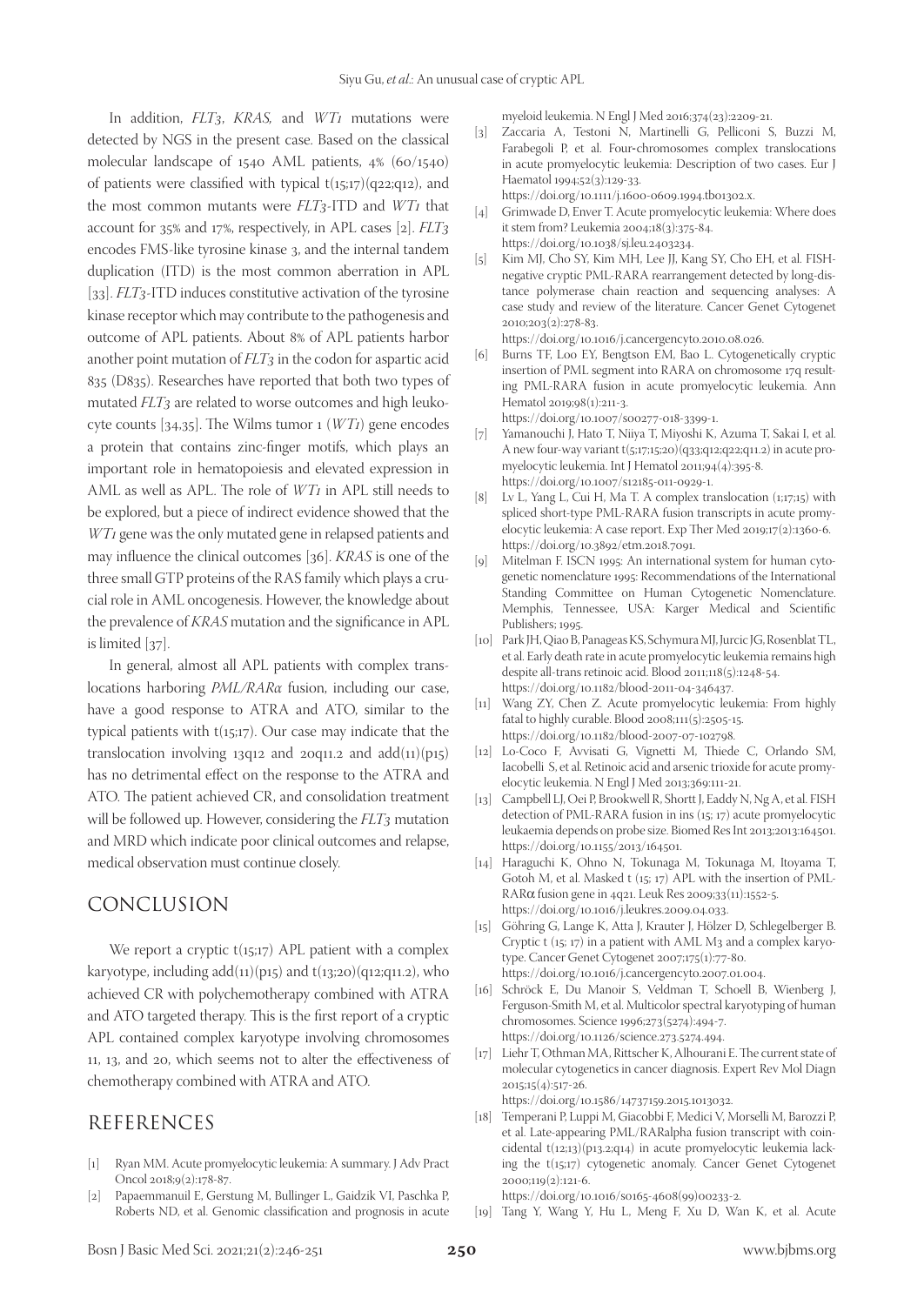In addition, *FLT3*, *KRAS*, and *WT1* mutations were detected by NGS in the present case. Based on the classical molecular landscape of 1540 AML patients, 4% (60/1540) of patients were classified with typical t(15;17)(q22;q12), and the most common mutants were *FLT3*-ITD and *WT1* that account for 35% and 17%, respectively, in APL cases [2]. *FLT3* encodes FMS-like tyrosine kinase 3, and the internal tandem duplication (ITD) is the most common aberration in APL [33]. *FLT3*-ITD induces constitutive activation of the tyrosine kinase receptor which may contribute to the pathogenesis and outcome of APL patients. About 8% of APL patients harbor another point mutation of *FLT3* in the codon for aspartic acid 835 (D835). Researches have reported that both two types of mutated *FLT3* are related to worse outcomes and high leukocyte counts [34,35]. The Wilms tumor 1 (*WT1*) gene encodes a protein that contains zinc-finger motifs, which plays an important role in hematopoiesis and elevated expression in AML as well as APL. The role of *WT1* in APL still needs to be explored, but a piece of indirect evidence showed that the *WT1* gene was the only mutated gene in relapsed patients and may influence the clinical outcomes [36]. *KRAS* is one of the three small GTP proteins of the RAS family which plays a crucial role in AML oncogenesis. However, the knowledge about the prevalence of *KRAS* mutation and the significance in APL is limited [37].

In general, almost all APL patients with complex translocations harboring *PML/RARα* fusion, including our case, have a good response to ATRA and ATO, similar to the typical patients with t(15;17). Our case may indicate that the translocation involving 13q12 and 20q11.2 and add(11)(p15) has no detrimental effect on the response to the ATRA and ATO. The patient achieved CR, and consolidation treatment will be followed up. However, considering the *FLT3* mutation and MRD which indicate poor clinical outcomes and relapse, medical observation must continue closely.

## CONCLUSION

We report a cryptic t(15;17) APL patient with a complex karyotype, including add(11)(p15) and t(13;20)(q12;q11.2), who achieved CR with polychemotherapy combined with ATRA and ATO targeted therapy. This is the first report of a cryptic APL contained complex karyotype involving chromosomes 11, 13, and 20, which seems not to alter the effectiveness of chemotherapy combined with ATRA and ATO.

## REFERENCES

[1] Ryan MM. Acute promyelocytic leukemia: A summary. J Adv Pract Oncol 2018;9(2):178-87.

[2] Papaemmanuil E, Gerstung M, Bullinger L, Gaidzik VI, Paschka P, Roberts ND, et al. Genomic classification and prognosis in acute myeloid leukemia. N Engl J Med 2016;374(23):2209-21.

[3] Zaccaria A, Testoni N, Martinelli G, Pelliconi S, Buzzi M, Farabegoli P, et al. Four-chromosomes complex translocations in acute promyelocytic leukemia: Description of two cases. Eur J Haematol 1994;52(3):129-33. https://doi.org/10.1111/j.1600-0609.1994.tb01302.x.

[4] Grimwade D, Enver T. Acute promyelocytic leukemia: Where does it stem from? Leukemia 2004;18(3):375-84. https://doi.org/10.1038/sj.leu.2403234.

[5] Kim MJ, Cho SY, Kim MH, Lee JJ, Kang SY, Cho EH, et al. FISH-negative cryptic PML-RARA rearrangement detected by long-distance polymerase chain reaction and sequencing analyses: A case study and review of the literature. Cancer Genet Cytogenet 2010;203(2):278-83. https://doi.org/10.1016/j.cancergencyto.2010.08.026.

[6] Burns TF, Loo EY, Bengtson EM, Bao L. Cytogenetically cryptic insertion of PML segment into RARA on chromosome 17q resulting PML-RARA fusion in acute promyelocytic leukemia. Ann Hematol 2019;98(1):211-3. https://doi.org/10.1007/s00277-018-3399-1.

[7] Yamanouchi J, Hato T, Niiya T, Miyoshi K, Azuma T, Sakai I, et al. A new four-way variant t(5;17;15;20)(q33;q12;q22;q11.2) in acute promyelocytic leukemia. Int J Hematol 2011;94(4):395-8. https://doi.org/10.1007/s12185-011-0929-1.

[8] Lv L, Yang L, Cui H, Ma T. A complex translocation (1;17;15) with spliced short-type PML-RARA fusion transcripts in acute promyelocytic leukemia: A case report. Exp Ther Med 2019;17(2):1360-6. https://doi.org/10.3892/etm.2018.7091.

[9] Mitelman F. ISCN 1995: An international system for human cytogenetic nomenclature 1995: Recommendations of the International Standing Committee on Human Cytogenetic Nomenclature. Memphis, Tennessee, USA: Karger Medical and Scientific Publishers; 1995.

[10] Park JH, Qiao B, Panageas KS, Schymura MJ, Jurcic JG, Rosenblat TL, et al. Early death rate in acute promyelocytic leukemia remains high despite all-trans retinoic acid. Blood 2011;118(5):1248-54. https://doi.org/10.1182/blood-2011-04-346437.

[11] Wang ZY, Chen Z. Acute promyelocytic leukemia: From highly fatal to highly curable. Blood 2008;111(5):2505-15. https://doi.org/10.1182/blood-2007-07-102798.

[12] Lo-Coco F, Avvisati G, Vignetti M, Thiede C, Orlando SM, Iacobelli S, et al. Retinoic acid and arsenic trioxide for acute promyelocytic leukemia. N Engl J Med 2013;369:111-21.

[13] Campbell LJ, Oei P, Brookwell R, Shortt J, Eaddy N, Ng A, et al. FISH detection of PML-RARA fusion in ins (15; 17) acute promyelocytic leukaemia depends on probe size. Biomed Res Int 2013;2013:164501. https://doi.org/10.1155/2013/164501.

[14] Haraguchi K, Ohno N, Tokunaga M, Tokunaga M, Itoyama T, Gotoh M, et al. Masked t (15; 17) APL with the insertion of PML-RARα fusion gene in 4q21. Leuk Res 2009;33(11):1552-5. https://doi.org/10.1016/j.leukres.2009.04.033.

[15] Göhring G, Lange K, Atta J, Krauter J, Hölzer D, Schlegelberger B. Cryptic t (15; 17) in a patient with AML M3 and a complex karyotype. Cancer Genet Cytogenet 2007;175(1):77-80. https://doi.org/10.1016/j.cancergencyto.2007.01.004.

[16] Schröck E, Du Manoir S, Veldman T, Schoell B, Wienberg J, Ferguson-Smith M, et al. Multicolor spectral karyotyping of human chromosomes. Science 1996;273(5274):494-7. https://doi.org/10.1126/science.273.5274.494.

[17] Liehr T, Othman MA, Rittscher K, Alhourani E. The current state of molecular cytogenetics in cancer diagnosis. Expert Rev Mol Diagn 2015;15(4):517-26. https://doi.org/10.1586/14737159.2015.1013032.

[18] Temperani P, Luppi M, Giacobbi F, Medici V, Morselli M, Barozzi P, et al. Late-appearing PML/RARalpha fusion transcript with coincidental t(12;13)(p13.2;q14) in acute promyelocytic leukemia lacking the t(15;17) cytogenetic anomaly. Cancer Genet Cytogenet 2000;119(2):121-6. https://doi.org/10.1016/s0165-4608(99)00233-2.

[19] Tang Y, Wang Y, Hu L, Meng F, Xu D, Wan K, et al. Acute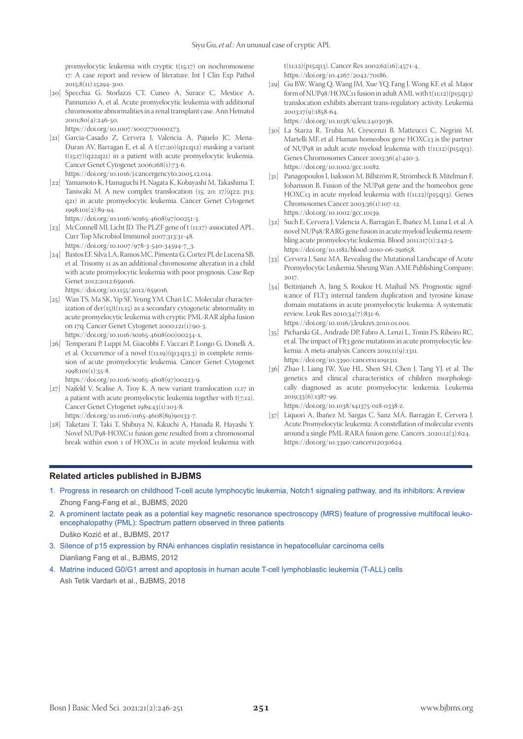promyelocytic leukemia with cryptic t(15;17) on isochromosome 17: A case report and review of literature. Int J Clin Exp Pathol 2015;8(11):15294-300.

[20] Specchia G, Storlazzi CT, Cuneo A, Surace C, Mestice A, Pannunzio A, et al. Acute promyelocytic leukemia with additional chromosome abnormalities in a renal transplant case. Ann Hematol 2001;80(4):246-50. https://doi.org/10.1007/s002770000273.

[21] Garcia-Casado Z, Cervera J, Valencia A, Pajuelo JC, Mena-Duran AV, Barragan E, et al. A t(17;20)(q21;q12) masking a variant t(15;17)(q22;q21) in a patient with acute promyelocytic leukemia. Cancer Genet Cytogenet 2006;168(1):73-6. https://doi.org/10.1016/j.cancergencyto.2005.12.014.

[22] Yamamoto K, Hamaguchi H, Nagata K, Kobayashi M, Takashima T, Taniwaki M. A new complex translocation (15; 20; 17)(q22; p13; q21) in acute promyelocytic leukemia. Cancer Genet Cytogenet 1998;101(2):89-94. https://doi.org/10.1016/s0165-4608(97)00251-3.

[23] McConnell MJ, Licht JD. The PLZF gene of t (11;17)-associated APL. Curr Top Microbiol Immunol 2007;313:31-48. https://doi.org/10.1007/978-3-540-34594-7_3.

[24] Bastos EF, Silva LA, Ramos MC, Pimenta G, Cortez PI, de Lucena SB, et al. Trisomy 11 as an additional chromosome alteration in a child with acute promyelocytic leukemia with poor prognosis. Case Rep Genet 2012;2012:659016. https://doi.org/10.1155/2012/659016.

[25] Wan TS, Ma SK, Yip SF, Yeung YM, Chan LC. Molecular characterization of der(15)t(11;15) as a secondary cytogenetic abnormality in acute promyelocytic leukemia with cryptic PML-RAR alpha fusion on 17q. Cancer Genet Cytogenet 2000;121(1):90-3. https://doi.org/10.1016/s0165-4608(00)00234-x.

[26] Temperani P, Luppi M, Giacobbi F, Vaccari P, Longo G, Donelli A, et al. Occurrence of a novel t(11;19)(q13;q13.3) in complete remission of acute promyelocytic leukemia. Cancer Genet Cytogenet 1998;101(1):35-8. https://doi.org/10.1016/s0165-4608(97)00223-9.

[27] Najfeld V, Scalise A, Troy K. A new variant translocation 11;17 in a patient with acute promyelocytic leukemia together with t(7;12). Cancer Genet Cytogenet 1989;43(1):103-8. https://doi.org/10.1016/0165-4608(89)90133-7.

[28] Taketani T, Taki T, Shibuya N, Kikuchi A, Hanada R, Hayashi Y. Novel NUP98-HOXC11 fusion gene resulted from a chromosomal break within exon 1 of HOXC11 in acute myeloid leukemia with t(11;12)(p15;q13). Cancer Res 2002;62(16):4571-4. https://doi.org/10.4267/2042/70186.

[29] Gu BW, Wang Q, Wang JM, Xue YQ, Fang J, Wong KF, et al. Major form of NUP98/HOXC11 fusion in adult AML with t(11;12)(p15;q13) translocation exhibits aberrant trans-regulatory activity. Leukemia 2003;17(9):1858-64. https://doi.org/10.1038/sj.leu.2403036.

[30] La Starza R, Trubia M, Crescenzi B, Matteucci C, Negrini M, Martelli MF, et al. Human homeobox gene HOXC13 is the partner of NUP98 in adult acute myeloid leukemia with t(11;12)(p15;q13). Genes Chromosomes Cancer 2003;36(4):420-3. https://doi.org/10.1002/gcc.10182.

[31] Panagopoulos I, Isaksson M, Billström R, Strömbeck B, Mitelman F, Johansson B. Fusion of the NUP98 gene and the homeobox gene HOXC13 in acute myeloid leukemia with t(11;12)(p15;q13). Genes Chromosomes Cancer 2003;36(1):107-12. https://doi.org/10.1002/gcc.10139.

[32] Such E, Cervera J, Valencia A, Barragán E, Ibañez M, Luna I, et al. A novel NUP98/RARG gene fusion in acute myeloid leukemia resembling acute promyelocytic leukemia. Blood 2011;117(1):242-5. https://doi.org/10.1182/blood-2010-06-291658.

[33] Cervera J, Sanz MA. Revealing the Mutational Landscape of Acute Promyelocytic Leukemia. Sheung Wan: AME Publishing Company; 2017.

[34] Beitinjaneh A, Jang S, Roukoz H, Majhail NS. Prognostic significance of FLT3 internal tandem duplication and tyrosine kinase domain mutations in acute promyelocytic leukemia: A systematic review. Leuk Res 2010;34(7):831-6. https://doi.org/10.1016/j.leukres.2010.01.001.

[35] Picharski GL, Andrade DP, Fabro A, Lenzi L, Tonin FS, Ribeiro RC, et al. The impact of Flt3 gene mutations in acute promyelocytic leukemia: A meta-analysis. Cancers 2019;11(9):1311. https://doi.org/10.3390/cancers11091311.

[36] Zhao J, Liang JW, Xue HL, Shen SH, Chen J, Tang YJ, et al. The genetics and clinical characteristics of children morphologically diagnosed as acute promyelocytic leukemia. Leukemia 2019;33(6):1387-99. https://doi.org/10.1038/s41375-018-0338-z.

[37] Liquori A, Ibañez M, Sargas C, Sanz MÁ, Barragán E, Cervera J. Acute Promyelocytic leukemia: A constellation of molecular events around a single PML-RARA fusion gene. Cancers. 2020;12(3):624. https://doi.org/10.3390/cancers12030624.

## Related articles published in BJBMS

1. Progress in research on childhood T-cell acute lymphocytic leukemia, Notch1 signaling pathway, and its inhibitors: A review
   Zhong Fang-Fang et al., BJBMS, 2020
2. A prominent lactate peak as a potential key magnetic resonance spectroscopy (MRS) feature of progressive multifocal leukoencephalopathy (PML): Spectrum pattern observed in three patients
   Duško Kozić et al., BJBMS, 2017
3. Silence of p15 expression by RNAi enhances cisplatin resistance in hepatocellular carcinoma cells
   Dianliang Fang et al., BJBMS, 2012
4. Matrine induced G0/G1 arrest and apoptosis in human acute T-cell lymphoblastic leukemia (T-ALL) cells
   Aslı Tetik Vardarlı et al., BJBMS, 2018